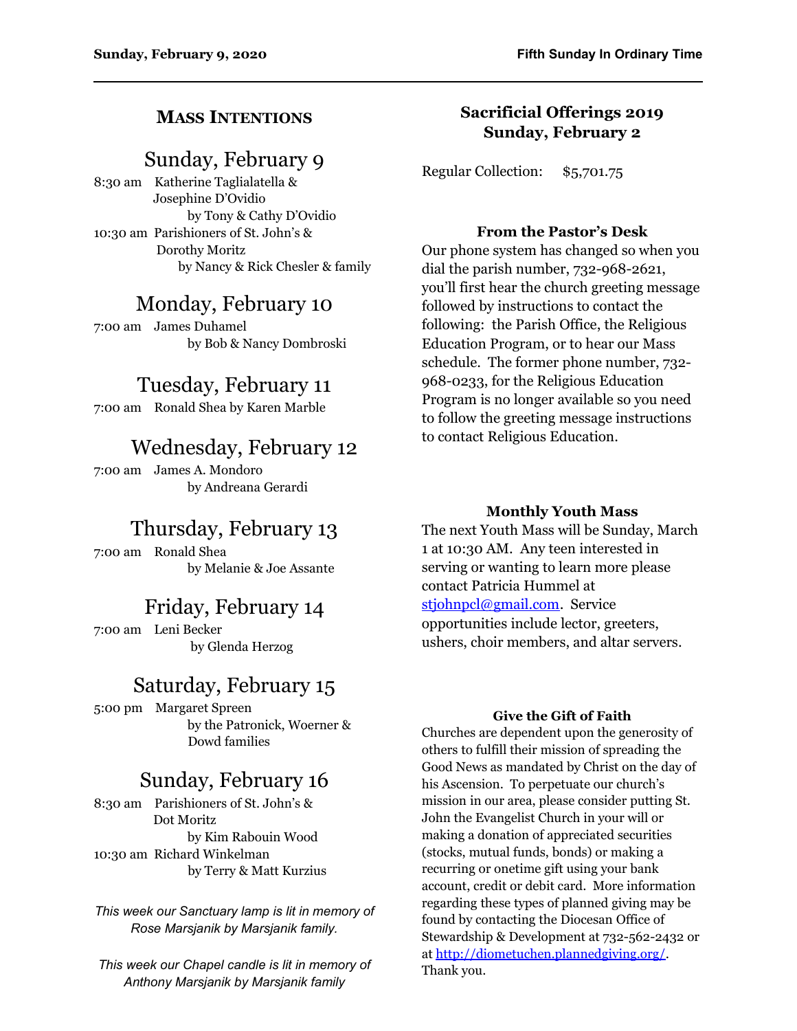## MASS INTENTIONS

### Sunday, February 9

8:30 am Katherine Taglialatella & Josephine D'Ovidio
by Tony & Cathy D'Ovidio

10:30 am Parishioners of St. John's & Dorothy Moritz
by Nancy & Rick Chesler & family

### Monday, February 10

7:00 am James Duhamel
by Bob & Nancy Dombroski

### Tuesday, February 11

7:00 am Ronald Shea by Karen Marble

### Wednesday, February 12

7:00 am James A. Mondoro
by Andreana Gerardi

### Thursday, February 13

7:00 am Ronald Shea
by Melanie & Joe Assante

### Friday, February 14

7:00 am Leni Becker
by Glenda Herzog

### Saturday, February 15

5:00 pm Margaret Spreen
by the Patronick, Woerner & Dowd families

### Sunday, February 16

8:30 am Parishioners of St. John's & Dot Moritz
by Kim Rabouin Wood

10:30 am Richard Winkelman
by Terry & Matt Kurzius

*This week our Sanctuary lamp is lit in memory of Rose Marsjanik by Marsjanik family.*

*This week our Chapel candle is lit in memory of Anthony Marsjanik by Marsjanik family*

## Sacrificial Offerings 2019
## Sunday, February 2

Regular Collection: $5,701.75

**From the Pastor's Desk**

Our phone system has changed so when you dial the parish number, 732-968-2621, you'll first hear the church greeting message followed by instructions to contact the following: the Parish Office, the Religious Education Program, or to hear our Mass schedule. The former phone number, 732-968-0233, for the Religious Education Program is no longer available so you need to follow the greeting message instructions to contact Religious Education.

**Monthly Youth Mass**

The next Youth Mass will be Sunday, March 1 at 10:30 AM. Any teen interested in serving or wanting to learn more please contact Patricia Hummel at stjohnpcl@gmail.com. Service opportunities include lector, greeters, ushers, choir members, and altar servers.

**Give the Gift of Faith**

Churches are dependent upon the generosity of others to fulfill their mission of spreading the Good News as mandated by Christ on the day of his Ascension. To perpetuate our church's mission in our area, please consider putting St. John the Evangelist Church in your will or making a donation of appreciated securities (stocks, mutual funds, bonds) or making a recurring or onetime gift using your bank account, credit or debit card. More information regarding these types of planned giving may be found by contacting the Diocesan Office of Stewardship & Development at 732-562-2432 or at http://diometuchen.plannedgiving.org/. Thank you.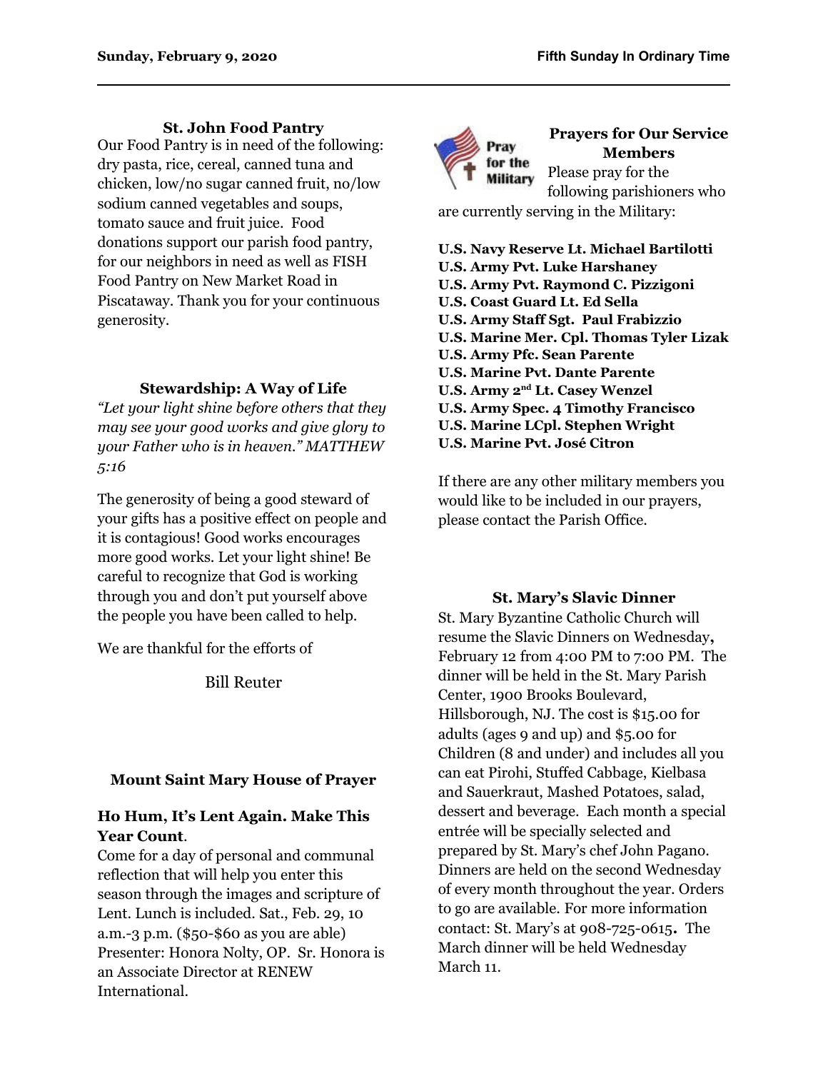### St. John Food Pantry

Our Food Pantry is in need of the following: dry pasta, rice, cereal, canned tuna and chicken, low/no sugar canned fruit, no/low sodium canned vegetables and soups, tomato sauce and fruit juice. Food donations support our parish food pantry, for our neighbors in need as well as FISH Food Pantry on New Market Road in Piscataway. Thank you for your continuous generosity.

### Stewardship: A Way of Life

*"Let your light shine before others that they may see your good works and give glory to your Father who is in heaven." MATTHEW 5:16*

The generosity of being a good steward of your gifts has a positive effect on people and it is contagious! Good works encourages more good works. Let your light shine! Be careful to recognize that God is working through you and don't put yourself above the people you have been called to help.

We are thankful for the efforts of

Bill Reuter

### Mount Saint Mary House of Prayer

### Ho Hum, It's Lent Again. Make This Year Count.

Come for a day of personal and communal reflection that will help you enter this season through the images and scripture of Lent. Lunch is included. Sat., Feb. 29, 10 a.m.-3 p.m. ($50-$60 as you are able) Presenter: Honora Nolty, OP. Sr. Honora is an Associate Director at RENEW International.

### Prayers for Our Service Members

Please pray for the following parishioners who are currently serving in the Military:

**U.S. Navy Reserve Lt. Michael Bartilotti**
**U.S. Army Pvt. Luke Harshaney**
**U.S. Army Pvt. Raymond C. Pizzigoni**
**U.S. Coast Guard Lt. Ed Sella**
**U.S. Army Staff Sgt. Paul Frabizzio**
**U.S. Marine Mer. Cpl. Thomas Tyler Lizak**
**U.S. Army Pfc. Sean Parente**
**U.S. Marine Pvt. Dante Parente**
**U.S. Army 2nd Lt. Casey Wenzel**
**U.S. Army Spec. 4 Timothy Francisco**
**U.S. Marine LCpl. Stephen Wright**
**U.S. Marine Pvt. José Citron**

If there are any other military members you would like to be included in our prayers, please contact the Parish Office.

### St. Mary's Slavic Dinner

St. Mary Byzantine Catholic Church will resume the Slavic Dinners on Wednesday**,** February 12 from 4:00 PM to 7:00 PM. The dinner will be held in the St. Mary Parish Center, 1900 Brooks Boulevard, Hillsborough, NJ. The cost is $15.00 for adults (ages 9 and up) and $5.00 for Children (8 and under) and includes all you can eat Pirohi, Stuffed Cabbage, Kielbasa and Sauerkraut, Mashed Potatoes, salad, dessert and beverage. Each month a special entrée will be specially selected and prepared by St. Mary's chef John Pagano. Dinners are held on the second Wednesday of every month throughout the year. Orders to go are available. For more information contact: St. Mary's at 908-725-0615**.** The March dinner will be held Wednesday March 11.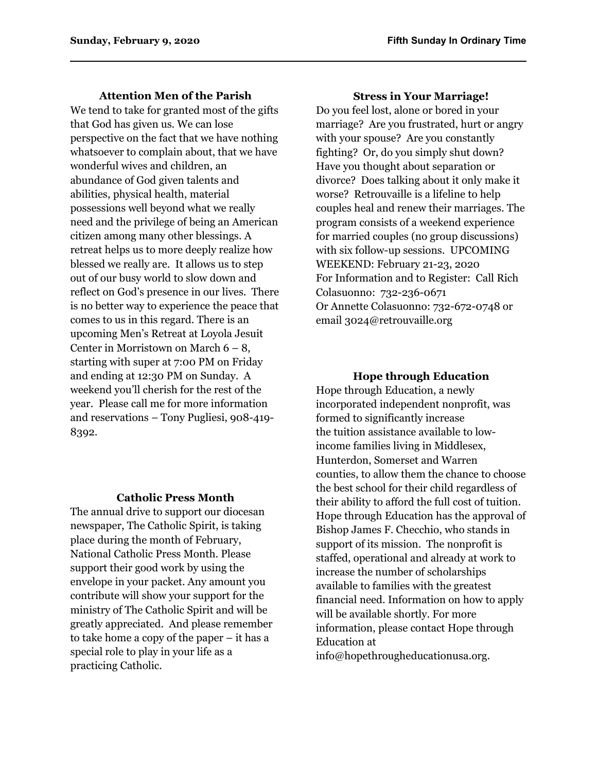### Attention Men of the Parish

We tend to take for granted most of the gifts that God has given us. We can lose perspective on the fact that we have nothing whatsoever to complain about, that we have wonderful wives and children, an abundance of God given talents and abilities, physical health, material possessions well beyond what we really need and the privilege of being an American citizen among many other blessings. A retreat helps us to more deeply realize how blessed we really are. It allows us to step out of our busy world to slow down and reflect on God's presence in our lives. There is no better way to experience the peace that comes to us in this regard. There is an upcoming Men's Retreat at Loyola Jesuit Center in Morristown on March 6 – 8, starting with super at 7:00 PM on Friday and ending at 12:30 PM on Sunday. A weekend you'll cherish for the rest of the year. Please call me for more information and reservations – Tony Pugliesi, 908-419-8392.

### Catholic Press Month

The annual drive to support our diocesan newspaper, The Catholic Spirit, is taking place during the month of February, National Catholic Press Month. Please support their good work by using the envelope in your packet. Any amount you contribute will show your support for the ministry of The Catholic Spirit and will be greatly appreciated. And please remember to take home a copy of the paper – it has a special role to play in your life as a practicing Catholic.

### Stress in Your Marriage!

Do you feel lost, alone or bored in your marriage? Are you frustrated, hurt or angry with your spouse? Are you constantly fighting? Or, do you simply shut down? Have you thought about separation or divorce? Does talking about it only make it worse? Retrouvaille is a lifeline to help couples heal and renew their marriages. The program consists of a weekend experience for married couples (no group discussions) with six follow-up sessions. UPCOMING WEEKEND: February 21-23, 2020
For Information and to Register: Call Rich Colasuonno: 732-236-0671
Or Annette Colasuonno: 732-672-0748 or email 3024@retrouvaille.org

### Hope through Education

Hope through Education, a newly incorporated independent nonprofit, was formed to significantly increase the tuition assistance available to low-income families living in Middlesex, Hunterdon, Somerset and Warren counties, to allow them the chance to choose the best school for their child regardless of their ability to afford the full cost of tuition. Hope through Education has the approval of Bishop James F. Checchio, who stands in support of its mission. The nonprofit is staffed, operational and already at work to increase the number of scholarships available to families with the greatest financial need. Information on how to apply will be available shortly. For more information, please contact Hope through Education at info@hopethrougheducationusa.org.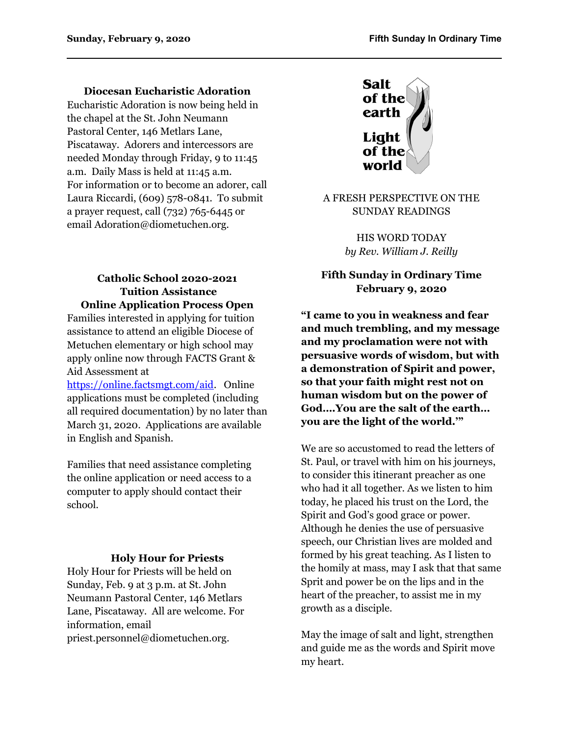### Diocesan Eucharistic Adoration

Eucharistic Adoration is now being held in the chapel at the St. John Neumann Pastoral Center, 146 Metlars Lane, Piscataway. Adorers and intercessors are needed Monday through Friday, 9 to 11:45 a.m. Daily Mass is held at 11:45 a.m. For information or to become an adorer, call Laura Riccardi, (609) 578-0841. To submit a prayer request, call (732) 765-6445 or email Adoration@diometuchen.org.

### Catholic School 2020-2021 Tuition Assistance Online Application Process Open

Families interested in applying for tuition assistance to attend an eligible Diocese of Metuchen elementary or high school may apply online now through FACTS Grant & Aid Assessment at https://online.factsmgt.com/aid. Online applications must be completed (including all required documentation) by no later than March 31, 2020. Applications are available in English and Spanish.

Families that need assistance completing the online application or need access to a computer to apply should contact their school.

### Holy Hour for Priests

Holy Hour for Priests will be held on Sunday, Feb. 9 at 3 p.m. at St. John Neumann Pastoral Center, 146 Metlars Lane, Piscataway. All are welcome. For information, email priest.personnel@diometuchen.org.

**Salt of the earth**

**Light of the world**

A FRESH PERSPECTIVE ON THE SUNDAY READINGS

HIS WORD TODAY
*by Rev. William J. Reilly*

### Fifth Sunday in Ordinary Time February 9, 2020

**"I came to you in weakness and fear and much trembling, and my message and my proclamation were not with persuasive words of wisdom, but with a demonstration of Spirit and power, so that your faith might rest not on human wisdom but on the power of God….You are the salt of the earth… you are the light of the world.'"**

We are so accustomed to read the letters of St. Paul, or travel with him on his journeys, to consider this itinerant preacher as one who had it all together. As we listen to him today, he placed his trust on the Lord, the Spirit and God's good grace or power. Although he denies the use of persuasive speech, our Christian lives are molded and formed by his great teaching. As I listen to the homily at mass, may I ask that that same Sprit and power be on the lips and in the heart of the preacher, to assist me in my growth as a disciple.

May the image of salt and light, strengthen and guide me as the words and Spirit move my heart.